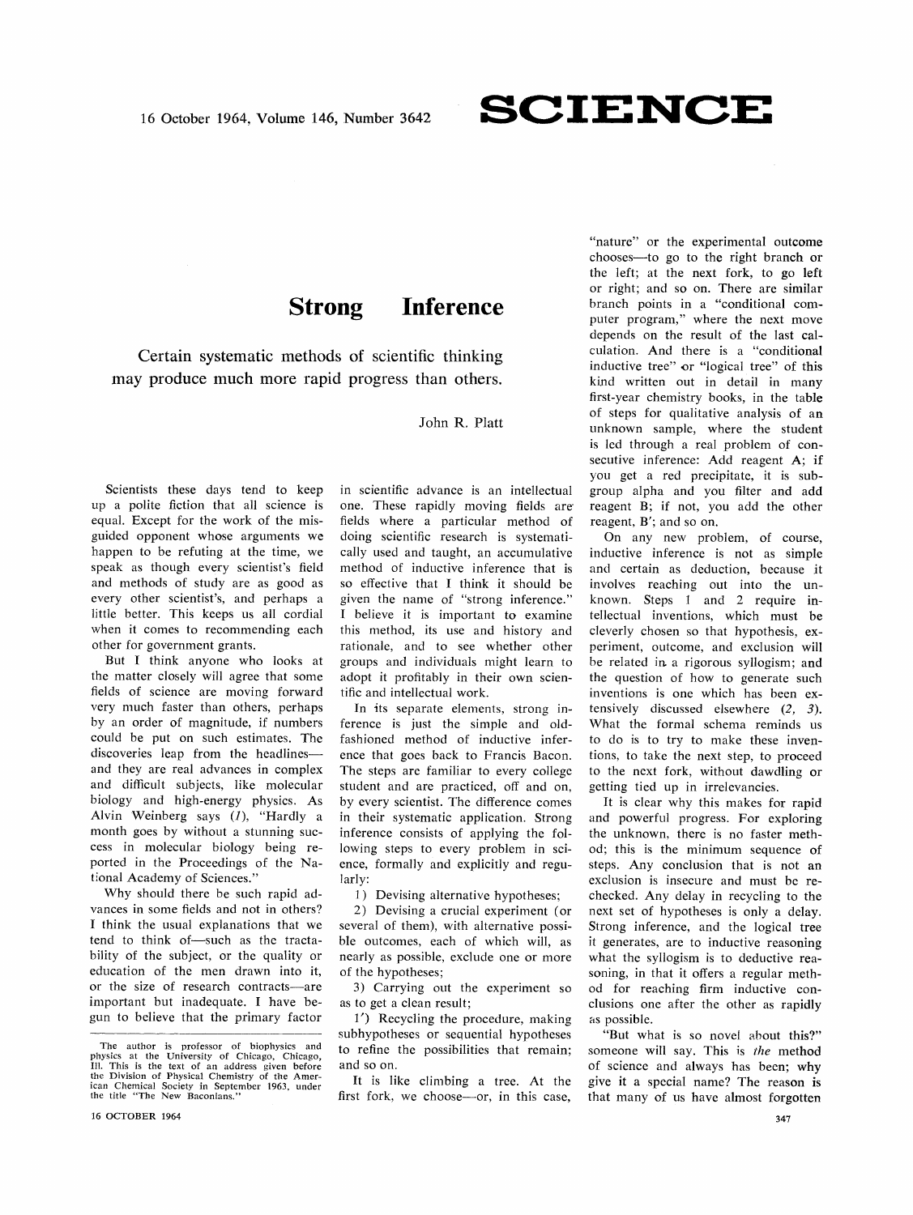# Strong Inference

### Certain systematic methods of scientific thinking may produce much more rapid progress than others.

John R. Platt

Scientists these days tend to keep up a polite fiction that all science is equal. Except for the work of the misguided opponent whose arguments we happen to be refuting at the time, we speak as though every scientist's field and methods of study are as good as every other scientist's, and perhaps a little better. This keeps us all cordial when it comes to recommending each other for government grants.

But I think anyone who looks at the matter closely will agree that some fields of science are moving forward very much faster than others, perhaps by an order of magnitude, if numbers could be put on such estimates. The discoveries leap from the headlines—and they are real advances in complex and difficult subjects, like molecular biology and high-energy physics. As Alvin Weinberg says (*1*), "Hardly a month goes by without a stunning success in molecular biology being reported in the Proceedings of the National Academy of Sciences."

Why should there be such rapid advances in some fields and not in others? I think the usual explanations that we tend to think of—such as the tractability of the subject, or the quality or education of the men drawn into it, or the size of research contracts—are important but inadequate. I have begun to believe that the primary factor in scientific advance is an intellectual one. These rapidly moving fields are fields where a particular method of doing scientific research is systematically used and taught, an accumulative method of inductive inference that is so effective that I think it should be given the name of "strong inference." I believe it is important to examine this method, its use and history and rationale, and to see whether other groups and individuals might learn to adopt it profitably in their own scientific and intellectual work.

In its separate elements, strong inference is just the simple and old-fashioned method of inductive inference that goes back to Francis Bacon. The steps are familiar to every college student and are practiced, off and on, by every scientist. The difference comes in their systematic application. Strong inference consists of applying the following steps to every problem in science, formally and explicitly and regularly:

1) Devising alternative hypotheses;

2) Devising a crucial experiment (or several of them), with alternative possible outcomes, each of which will, as nearly as possible, exclude one or more of the hypotheses;

3) Carrying out the experiment so as to get a clean result;

1′) Recycling the procedure, making subhypotheses or sequential hypotheses to refine the possibilities that remain; and so on.

It is like climbing a tree. At the first fork, we choose—or, in this case, "nature" or the experimental outcome chooses—to go to the right branch or the left; at the next fork, to go left or right; and so on. There are similar branch points in a "conditional computer program," where the next move depends on the result of the last calculation. And there is a "conditional inductive tree" or "logical tree" of this kind written out in detail in many first-year chemistry books, in the table of steps for qualitative analysis of an unknown sample, where the student is led through a real problem of consecutive inference: Add reagent A; if you get a red precipitate, it is subgroup alpha and you filter and add reagent B; if not, you add the other reagent, B′; and so on.

On any new problem, of course, inductive inference is not as simple and certain as deduction, because it involves reaching out into the unknown. Steps 1 and 2 require intellectual inventions, which must be cleverly chosen so that hypothesis, experiment, outcome, and exclusion will be related in a rigorous syllogism; and the question of how to generate such inventions is one which has been extensively discussed elsewhere (*2, 3*). What the formal schema reminds us to do is to try to make these inventions, to take the next step, to proceed to the next fork, without dawdling or getting tied up in irrelevancies.

It is clear why this makes for rapid and powerful progress. For exploring the unknown, there is no faster method; this is the minimum sequence of steps. Any conclusion that is not an exclusion is insecure and must be rechecked. Any delay in recycling to the next set of hypotheses is only a delay. Strong inference, and the logical tree it generates, are to inductive reasoning what the syllogism is to deductive reasoning, in that it offers a regular method for reaching firm inductive conclusions one after the other as rapidly as possible.

"But what is so novel about this?" someone will say. This is *the* method of science and always has been; why give it a special name? The reason is that many of us have almost forgotten

---

The author is professor of biophysics and physics at the University of Chicago, Chicago, Ill. This is the text of an address given before the Division of Physical Chemistry of the American Chemical Society in September 1963, under the title "The New Baconians."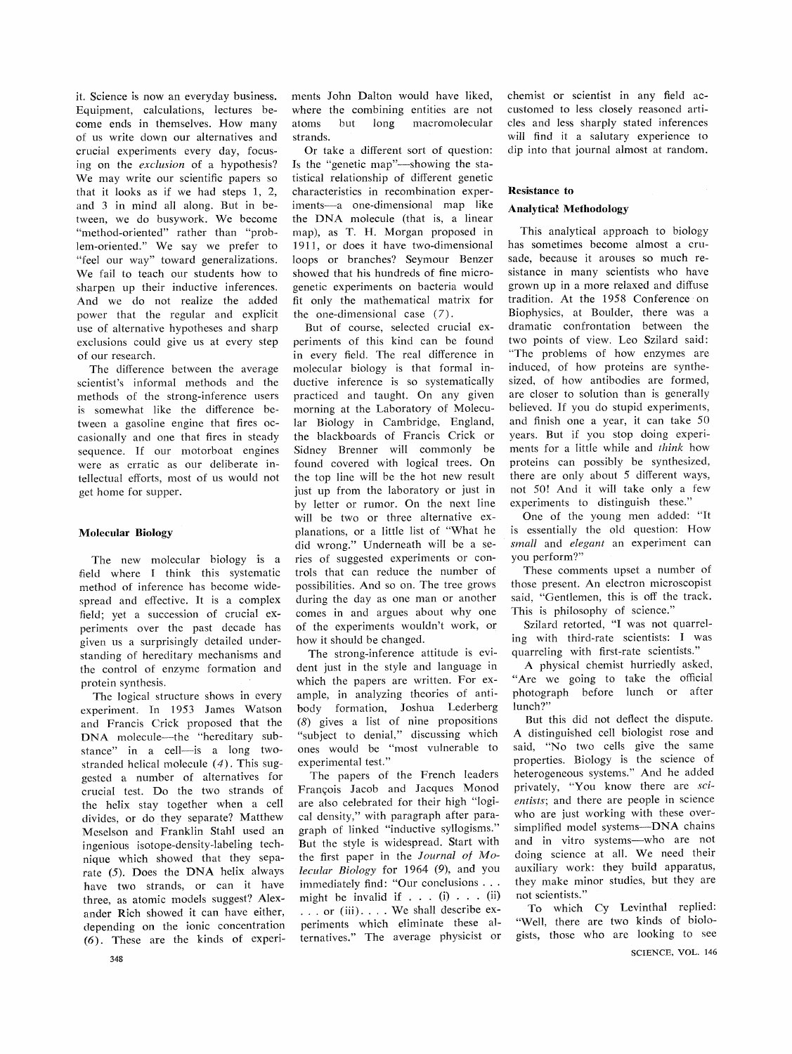it. Science is now an everyday business. Equipment, calculations, lectures become ends in themselves. How many of us write down our alternatives and crucial experiments every day, focusing on the *exclusion* of a hypothesis? We may write our scientific papers so that it looks as if we had steps 1, 2, and 3 in mind all along. But in between, we do busywork. We become "method-oriented" rather than "problem-oriented." We say we prefer to "feel our way" toward generalizations. We fail to teach our students how to sharpen up their inductive inferences. And we do not realize the added power that the regular and explicit use of alternative hypotheses and sharp exclusions could give us at every step of our research.

The difference between the average scientist's informal methods and the methods of the strong-inference users is somewhat like the difference between a gasoline engine that fires occasionally and one that fires in steady sequence. If our motorboat engines were as erratic as our deliberate intellectual efforts, most of us would not get home for supper.

## Molecular Biology

The new molecular biology is a field where I think this systematic method of inference has become widespread and effective. It is a complex field; yet a succession of crucial experiments over the past decade has given us a surprisingly detailed understanding of hereditary mechanisms and the control of enzyme formation and protein synthesis.

The logical structure shows in every experiment. In 1953 James Watson and Francis Crick proposed that the DNA molecule—the "hereditary substance" in a cell—is a long two-stranded helical molecule (4). This suggested a number of alternatives for crucial test. Do the two strands of the helix stay together when a cell divides, or do they separate? Matthew Meselson and Franklin Stahl used an ingenious isotope-density-labeling technique which showed that they separate (5). Does the DNA helix always have two strands, or can it have three, as atomic models suggest? Alexander Rich showed it can have either, depending on the ionic concentration (6). These are the kinds of experiments John Dalton would have liked, where the combining entities are not atoms but long macromolecular strands.

Or take a different sort of question: Is the "genetic map"—showing the statistical relationship of different genetic characteristics in recombination experiments—a one-dimensional map like the DNA molecule (that is, a linear map), as T. H. Morgan proposed in 1911, or does it have two-dimensional loops or branches? Seymour Benzer showed that his hundreds of fine microgenetic experiments on bacteria would fit only the mathematical matrix for the one-dimensional case (7).

But of course, selected crucial experiments of this kind can be found in every field. The real difference in molecular biology is that formal inductive inference is so systematically practiced and taught. On any given morning at the Laboratory of Molecular Biology in Cambridge, England, the blackboards of Francis Crick or Sidney Brenner will commonly be found covered with logical trees. On the top line will be the hot new result just up from the laboratory or just in by letter or rumor. On the next line will be two or three alternative explanations, or a little list of "What he did wrong." Underneath will be a series of suggested experiments or controls that can reduce the number of possibilities. And so on. The tree grows during the day as one man or another comes in and argues about why one of the experiments wouldn't work, or how it should be changed.

The strong-inference attitude is evident just in the style and language in which the papers are written. For example, in analyzing theories of antibody formation, Joshua Lederberg (8) gives a list of nine propositions "subject to denial," discussing which ones would be "most vulnerable to experimental test."

The papers of the French leaders François Jacob and Jacques Monod are also celebrated for their high "logical density," with paragraph after paragraph of linked "inductive syllogisms." But the style is widespread. Start with the first paper in the *Journal of Molecular Biology* for 1964 (9), and you immediately find: "Our conclusions . . . might be invalid if . . . (i) . . . (ii) . . . or (iii). . . . We shall describe experiments which eliminate these alternatives." The average physicist or chemist or scientist in any field accustomed to less closely reasoned articles and less sharply stated inferences will find it a salutary experience to dip into that journal almost at random.

## Resistance to Analytical Methodology

This analytical approach to biology has sometimes become almost a crusade, because it arouses so much resistance in many scientists who have grown up in a more relaxed and diffuse tradition. At the 1958 Conference on Biophysics, at Boulder, there was a dramatic confrontation between the two points of view. Leo Szilard said: "The problems of how enzymes are induced, of how proteins are synthesized, of how antibodies are formed, are closer to solution than is generally believed. If you do stupid experiments, and finish one a year, it can take 50 years. But if you stop doing experiments for a little while and *think* how proteins can possibly be synthesized, there are only about 5 different ways, not 50! And it will take only a few experiments to distinguish these."

One of the young men added: "It is essentially the old question: How *small* and *elegant* an experiment can you perform?"

These comments upset a number of those present. An electron microscopist said, "Gentlemen, this is off the track. This is philosophy of science."

Szilard retorted, "I was not quarreling with third-rate scientists: I was quarreling with first-rate scientists."

A physical chemist hurriedly asked, "Are we going to take the official photograph before lunch or after lunch?"

But this did not deflect the dispute. A distinguished cell biologist rose and said, "No two cells give the same properties. Biology is the science of heterogeneous systems." And he added privately, "You know there are *scientists*; and there are people in science who are just working with these oversimplified model systems—DNA chains and in vitro systems—who are not doing science at all. We need their auxiliary work: they build apparatus, they make minor studies, but they are not scientists."

To which Cy Levinthal replied: "Well, there are two kinds of biologists, those who are looking to see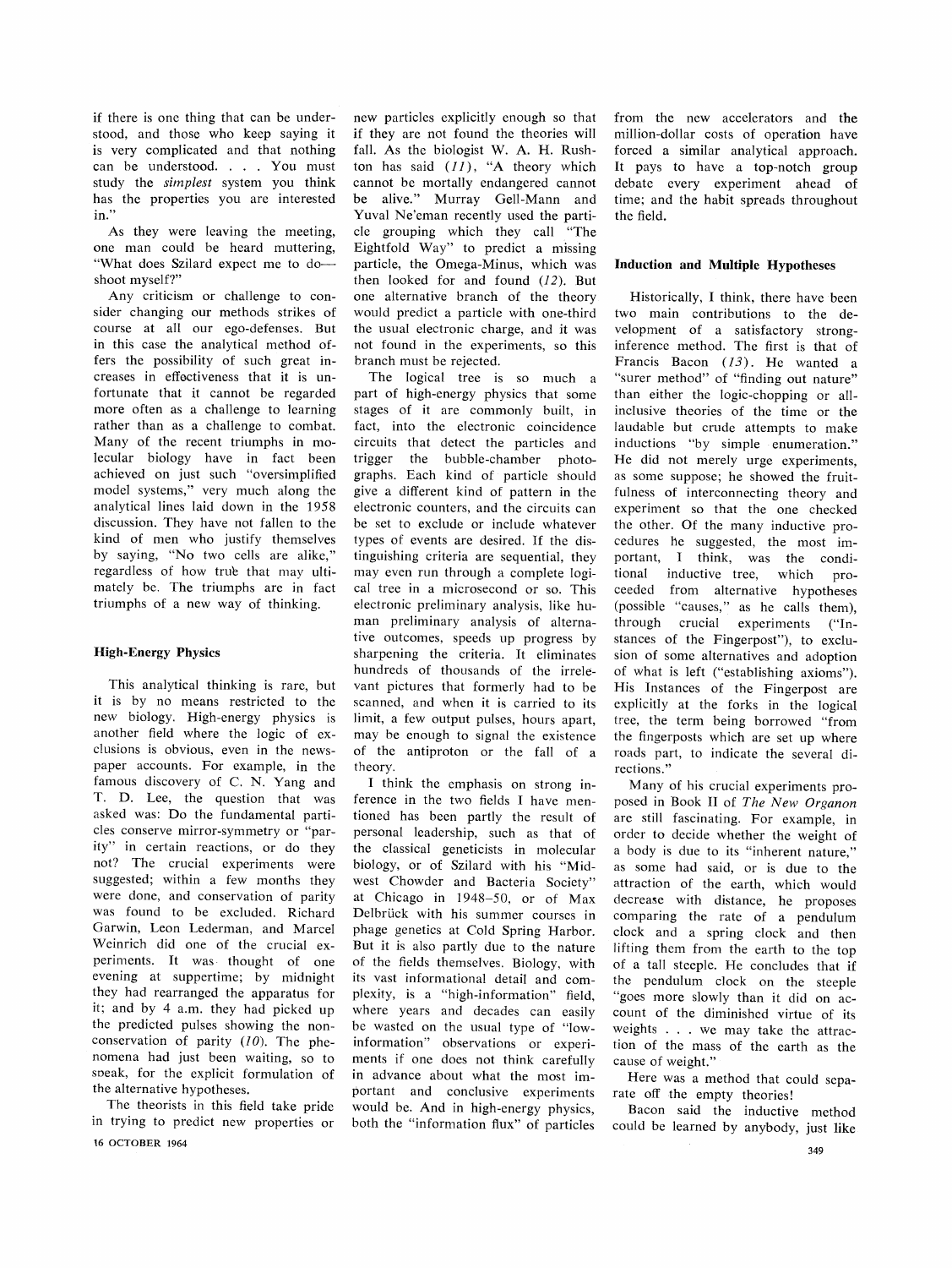if there is one thing that can be understood, and those who keep saying it is very complicated and that nothing can be understood. . . . You must study the *simplest* system you think has the properties you are interested in."

As they were leaving the meeting, one man could be heard muttering, "What does Szilard expect me to do—shoot myself?"

Any criticism or challenge to consider changing our methods strikes of course at all our ego-defenses. But in this case the analytical method offers the possibility of such great increases in effectiveness that it is unfortunate that it cannot be regarded more often as a challenge to learning rather than as a challenge to combat. Many of the recent triumphs in molecular biology have in fact been achieved on just such "oversimplified model systems," very much along the analytical lines laid down in the 1958 discussion. They have not fallen to the kind of men who justify themselves by saying, "No two cells are alike," regardless of how true that may ultimately be. The triumphs are in fact triumphs of a new way of thinking.

## High-Energy Physics

This analytical thinking is rare, but it is by no means restricted to the new biology. High-energy physics is another field where the logic of exclusions is obvious, even in the newspaper accounts. For example, in the famous discovery of C. N. Yang and T. D. Lee, the question that was asked was: Do the fundamental particles conserve mirror-symmetry or "parity" in certain reactions, or do they not? The crucial experiments were suggested; within a few months they were done, and conservation of parity was found to be excluded. Richard Garwin, Leon Lederman, and Marcel Weinrich did one of the crucial experiments. It was thought of one evening at suppertime; by midnight they had rearranged the apparatus for it; and by 4 a.m. they had picked up the predicted pulses showing the nonconservation of parity (*10*). The phenomena had just been waiting, so to speak, for the explicit formulation of the alternative hypotheses.

The theorists in this field take pride in trying to predict new properties or new particles explicitly enough so that if they are not found the theories will fall. As the biologist W. A. H. Rushton has said (*11*), "A theory which cannot be mortally endangered cannot be alive." Murray Gell-Mann and Yuval Ne'eman recently used the particle grouping which they call "The Eightfold Way" to predict a missing particle, the Omega-Minus, which was then looked for and found (*12*). But one alternative branch of the theory would predict a particle with one-third the usual electronic charge, and it was not found in the experiments, so this branch must be rejected.

The logical tree is so much a part of high-energy physics that some stages of it are commonly built, in fact, into the electronic coincidence circuits that detect the particles and trigger the bubble-chamber photographs. Each kind of particle should give a different kind of pattern in the electronic counters, and the circuits can be set to exclude or include whatever types of events are desired. If the distinguishing criteria are sequential, they may even run through a complete logical tree in a microsecond or so. This electronic preliminary analysis, like human preliminary analysis of alternative outcomes, speeds up progress by sharpening the criteria. It eliminates hundreds of thousands of the irrelevant pictures that formerly had to be scanned, and when it is carried to its limit, a few output pulses, hours apart, may be enough to signal the existence of the antiproton or the fall of a theory.

I think the emphasis on strong inference in the two fields I have mentioned has been partly the result of personal leadership, such as that of the classical geneticists in molecular biology, or of Szilard with his "Midwest Chowder and Bacteria Society" at Chicago in 1948–50, or of Max Delbrück with his summer courses in phage genetics at Cold Spring Harbor. But it is also partly due to the nature of the fields themselves. Biology, with its vast informational detail and complexity, is a "high-information" field, where years and decades can easily be wasted on the usual type of "low-information" observations or experiments if one does not think carefully in advance about what the most important and conclusive experiments would be. And in high-energy physics, both the "information flux" of particles from the new accelerators and the million-dollar costs of operation have forced a similar analytical approach. It pays to have a top-notch group debate every experiment ahead of time; and the habit spreads throughout the field.

## Induction and Multiple Hypotheses

Historically, I think, there have been two main contributions to the development of a satisfactory strong-inference method. The first is that of Francis Bacon (*13*). He wanted a "surer method" of "finding out nature" than either the logic-chopping or all-inclusive theories of the time or the laudable but crude attempts to make inductions "by simple enumeration." He did not merely urge experiments, as some suppose; he showed the fruitfulness of interconnecting theory and experiment so that the one checked the other. Of the many inductive procedures he suggested, the most important, I think, was the conditional inductive tree, which proceeded from alternative hypotheses (possible "causes," as he calls them), through crucial experiments ("Instances of the Fingerpost"), to exclusion of some alternatives and adoption of what is left ("establishing axioms"). His Instances of the Fingerpost are explicitly at the forks in the logical tree, the term being borrowed "from the fingerposts which are set up where roads part, to indicate the several directions."

Many of his crucial experiments proposed in Book II of *The New Organon* are still fascinating. For example, in order to decide whether the weight of a body is due to its "inherent nature," as some had said, or is due to the attraction of the earth, which would decrease with distance, he proposes comparing the rate of a pendulum clock and a spring clock and then lifting them from the earth to the top of a tall steeple. He concludes that if the pendulum clock on the steeple "goes more slowly than it did on account of the diminished virtue of its weights . . . we may take the attraction of the mass of the earth as the cause of weight."

Here was a method that could separate off the empty theories!

Bacon said the inductive method could be learned by anybody, just like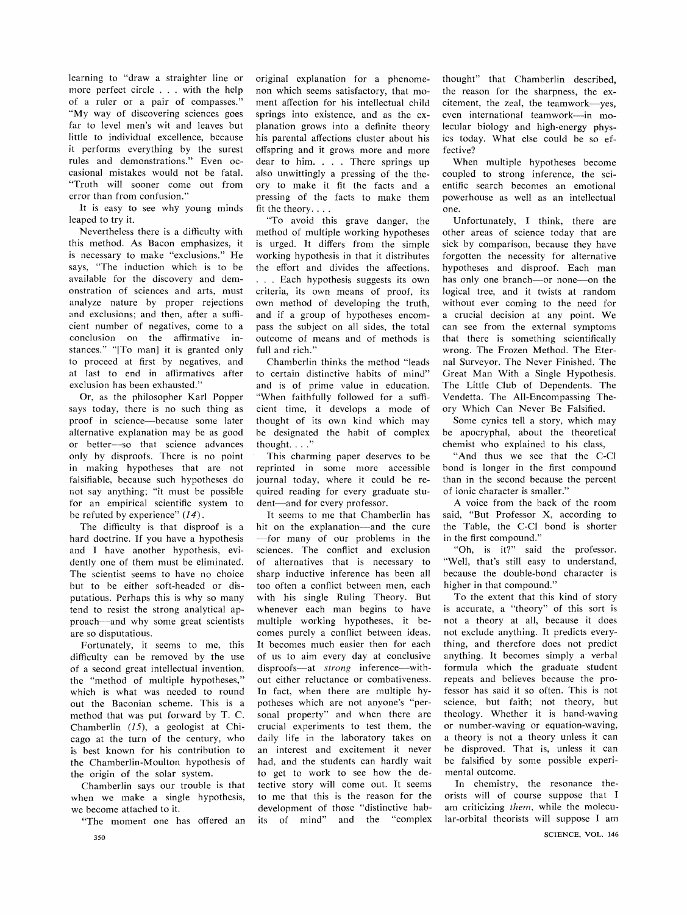learning to "draw a straighter line or more perfect circle . . . with the help of a ruler or a pair of compasses." "My way of discovering sciences goes far to level men's wit and leaves but little to individual excellence, because it performs everything by the surest rules and demonstrations." Even occasional mistakes would not be fatal. "Truth will sooner come out from error than from confusion."

It is easy to see why young minds leaped to try it.

Nevertheless there is a difficulty with this method. As Bacon emphasizes, it is necessary to make "exclusions." He says, "The induction which is to be available for the discovery and demonstration of sciences and arts, must analyze nature by proper rejections and exclusions; and then, after a sufficient number of negatives, come to a conclusion on the affirmative instances." "[To man] it is granted only to proceed at first by negatives, and at last to end in affirmatives after exclusion has been exhausted."

Or, as the philosopher Karl Popper says today, there is no such thing as proof in science—because some later alternative explanation may be as good or better—so that science advances only by disproofs. There is no point in making hypotheses that are not falsifiable, because such hypotheses do not say anything; "it must be possible for an empirical scientific system to be refuted by experience" (*14*).

The difficulty is that disproof is a hard doctrine. If you have a hypothesis and I have another hypothesis, evidently one of them must be eliminated. The scientist seems to have no choice but to be either soft-headed or disputatious. Perhaps this is why so many tend to resist the strong analytical approach—and why some great scientists are so disputatious.

Fortunately, it seems to me, this difficulty can be removed by the use of a second great intellectual invention, the "method of multiple hypotheses," which is what was needed to round out the Baconian scheme. This is a method that was put forward by T. C. Chamberlin (*15*), a geologist at Chicago at the turn of the century, who is best known for his contribution to the Chamberlin-Moulton hypothesis of the origin of the solar system.

Chamberlin says our trouble is that when we make a single hypothesis, we become attached to it.

"The moment one has offered an original explanation for a phenomenon which seems satisfactory, that moment affection for his intellectual child springs into existence, and as the explanation grows into a definite theory his parental affections cluster about his offspring and it grows more and more dear to him. . . . There springs up also unwittingly a pressing of the theory to make it fit the facts and a pressing of the facts to make them fit the theory. . . .

"To avoid this grave danger, the method of multiple working hypotheses is urged. It differs from the simple working hypothesis in that it distributes the effort and divides the affections. . . . Each hypothesis suggests its own criteria, its own means of proof, its own method of developing the truth, and if a group of hypotheses encompass the subject on all sides, the total outcome of means and of methods is full and rich."

Chamberlin thinks the method "leads to certain distinctive habits of mind" and is of prime value in education. "When faithfully followed for a sufficient time, it develops a mode of thought of its own kind which may be designated the habit of complex thought. . . ."

This charming paper deserves to be reprinted in some more accessible journal today, where it could be required reading for every graduate student—and for every professor.

It seems to me that Chamberlin has hit on the explanation—and the cure—for many of our problems in the sciences. The conflict and exclusion of alternatives that is necessary to sharp inductive inference has been all too often a conflict between men, each with his single Ruling Theory. But whenever each man begins to have multiple working hypotheses, it becomes purely a conflict between ideas. It becomes much easier then for each of us to aim every day at conclusive disproofs—at *strong* inference—without either reluctance or combativeness. In fact, when there are multiple hypotheses which are not anyone's "personal property" and when there are crucial experiments to test them, the daily life in the laboratory takes on an interest and excitement it never had, and the students can hardly wait to get to work to see how the detective story will come out. It seems to me that this is the reason for the development of those "distinctive habits of mind" and the "complex thought" that Chamberlin described, the reason for the sharpness, the excitement, the zeal, the teamwork—yes, even international teamwork—in molecular biology and high-energy physics today. What else could be so effective?

When multiple hypotheses become coupled to strong inference, the scientific search becomes an emotional powerhouse as well as an intellectual one.

Unfortunately, I think, there are other areas of science today that are sick by comparison, because they have forgotten the necessity for alternative hypotheses and disproof. Each man has only one branch—or none—on the logical tree, and it twists at random without ever coming to the need for a crucial decision at any point. We can see from the external symptoms that there is something scientifically wrong. The Frozen Method. The Eternal Surveyor. The Never Finished. The Great Man With a Single Hypothesis. The Little Club of Dependents. The Vendetta. The All-Encompassing Theory Which Can Never Be Falsified.

Some cynics tell a story, which may be apocryphal, about the theoretical chemist who explained to his class,

"And thus we see that the C-Cl bond is longer in the first compound than in the second because the percent of ionic character is smaller."

A voice from the back of the room said, "But Professor X, according to the Table, the C-Cl bond is shorter in the first compound."

"Oh, is it?" said the professor. "Well, that's still easy to understand, because the double-bond character is higher in that compound."

To the extent that this kind of story is accurate, a "theory" of this sort is not a theory at all, because it does not exclude anything. It predicts everything, and therefore does not predict anything. It becomes simply a verbal formula which the graduate student repeats and believes because the professor has said it so often. This is not science, but faith; not theory, but theology. Whether it is hand-waving or number-waving or equation-waving, a theory is not a theory unless it can be disproved. That is, unless it can be falsified by some possible experimental outcome.

In chemistry, the resonance theorists will of course suppose that I am criticizing *them*, while the molecular-orbital theorists will suppose I am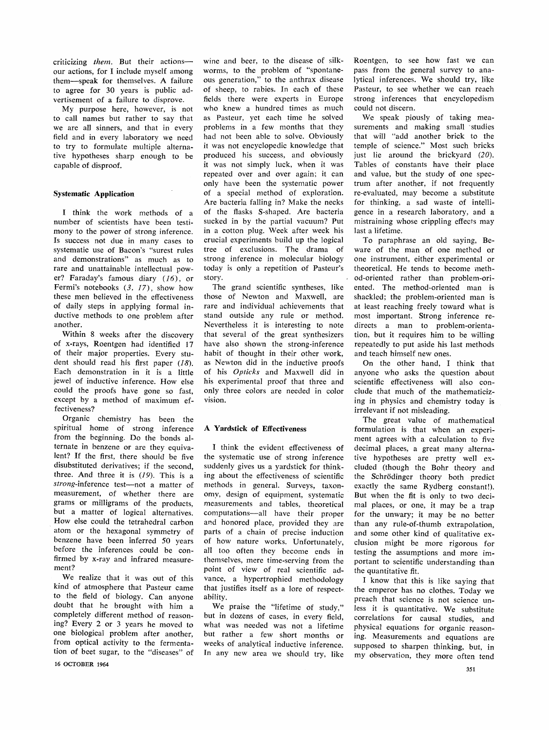criticizing *them*. But their actions—our actions, for I include myself among them—speak for themselves. A failure to agree for 30 years is public advertisement of a failure to disprove.

My purpose here, however, is not to call names but rather to say that we are all sinners, and that in every field and in every laboratory we need to try to formulate multiple alternative hypotheses sharp enough to be capable of disproof.

### Systematic Application

I think the work methods of a number of scientists have been testimony to the power of strong inference. Is success not due in many cases to systematic use of Bacon's "surest rules and demonstrations" as much as to rare and unattainable intellectual power? Faraday's famous diary (*16*), or Fermi's notebooks (*3, 17*), show how these men believed in the effectiveness of daily steps in applying formal inductive methods to one problem after another.

Within 8 weeks after the discovery of x-rays, Roentgen had identified 17 of their major properties. Every student should read his first paper (*18*). Each demonstration in it is a little jewel of inductive inference. How else could the proofs have gone so fast, except by a method of maximum effectiveness?

Organic chemistry has been the spiritual home of strong inference from the beginning. Do the bonds alternate in benzene or are they equivalent? If the first, there should be five disubstituted derivatives; if the second, three. And three it is (*19*). This is a *strong*-inference test—not a matter of measurement, of whether there are grams or milligrams of the products, but a matter of logical alternatives. How else could the tetrahedral carbon atom or the hexagonal symmetry of benzene have been inferred 50 years before the inferences could be confirmed by x-ray and infrared measurement?

We realize that it was out of this kind of atmosphere that Pasteur came to the field of biology. Can anyone doubt that he brought with him a completely different method of reasoning? Every 2 or 3 years he moved to one biological problem after another, from optical activity to the fermentation of beet sugar, to the "diseases" of wine and beer, to the disease of silkworms, to the problem of "spontaneous generation," to the anthrax disease of sheep, to rabies. In each of these fields there were experts in Europe who knew a hundred times as much as Pasteur, yet each time he solved problems in a few months that they had not been able to solve. Obviously it was not encyclopedic knowledge that produced his success, and obviously it was not simply luck, when it was repeated over and over again; it can only have been the systematic power of a special method of exploration. Are bacteria falling in? Make the necks of the flasks S-shaped. Are bacteria sucked in by the partial vacuum? Put in a cotton plug. Week after week his crucial experiments build up the logical tree of exclusions. The drama of strong inference in molecular biology today is only a repetition of Pasteur's story.

The grand scientific syntheses, like those of Newton and Maxwell, are rare and individual achievements that stand outside any rule or method. Nevertheless it is interesting to note that several of the great synthesizers have also shown the strong-inference habit of thought in their other work, as Newton did in the inductive proofs of his *Opticks* and Maxwell did in his experimental proof that three and only three colors are needed in color vision.

### A Yardstick of Effectiveness

I think the evident effectiveness of the systematic use of strong inference suddenly gives us a yardstick for thinking about the effectiveness of scientific methods in general. Surveys, taxonomy, design of equipment, systematic measurements and tables, theoretical computations—all have their proper and honored place, provided they are parts of a chain of precise induction of how nature works. Unfortunately, all too often they become ends in themselves, mere time-serving from the point of view of real scientific advance, a hypertrophied methodology that justifies itself as a lore of respectability.

We praise the "lifetime of study," but in dozens of cases, in every field, what was needed was not a lifetime but rather a few short months or weeks of analytical inductive inference. In any new area we should try, like Roentgen, to see how fast we can pass from the general survey to analytical inferences. We should try, like Pasteur, to see whether we can reach strong inferences that encyclopedism could not discern.

We speak piously of taking measurements and making small studies that will "add another brick to the temple of science." Most such bricks just lie around the brickyard (*20*). Tables of constants have their place and value, but the study of one spectrum after another, if not frequently re-evaluated, may become a substitute for thinking, a sad waste of intelligence in a research laboratory, and a mistraining whose crippling effects may last a lifetime.

To paraphrase an old saying, Beware of the man of one method or one instrument, either experimental or theoretical. He tends to become method-oriented rather than problem-oriented. The method-oriented man is shackled; the problem-oriented man is at least reaching freely toward what is most important. Strong inference redirects a man to problem-orientation, but it requires him to be willing repeatedly to put aside his last methods and teach himself new ones.

On the other hand, I think that anyone who asks the question about scientific effectiveness will also conclude that much of the mathematicizing in physics and chemistry today is irrelevant if not misleading.

The great value of mathematical formulation is that when an experiment agrees with a calculation to five decimal places, a great many alternative hypotheses are pretty well excluded (though the Bohr theory and the Schrödinger theory both predict exactly the same Rydberg constant!). But when the fit is only to two decimal places, or one, it may be a trap for the unwary; it may be no better than any rule-of-thumb extrapolation, and some other kind of qualitative exclusion might be more rigorous for testing the assumptions and more important to scientific understanding than the quantitative fit.

I know that this is like saying that the emperor has no clothes. Today we preach that science is not science unless it is quantitative. We substitute correlations for causal studies, and physical equations for organic reasoning. Measurements and equations are supposed to sharpen thinking, but, in my observation, they more often tend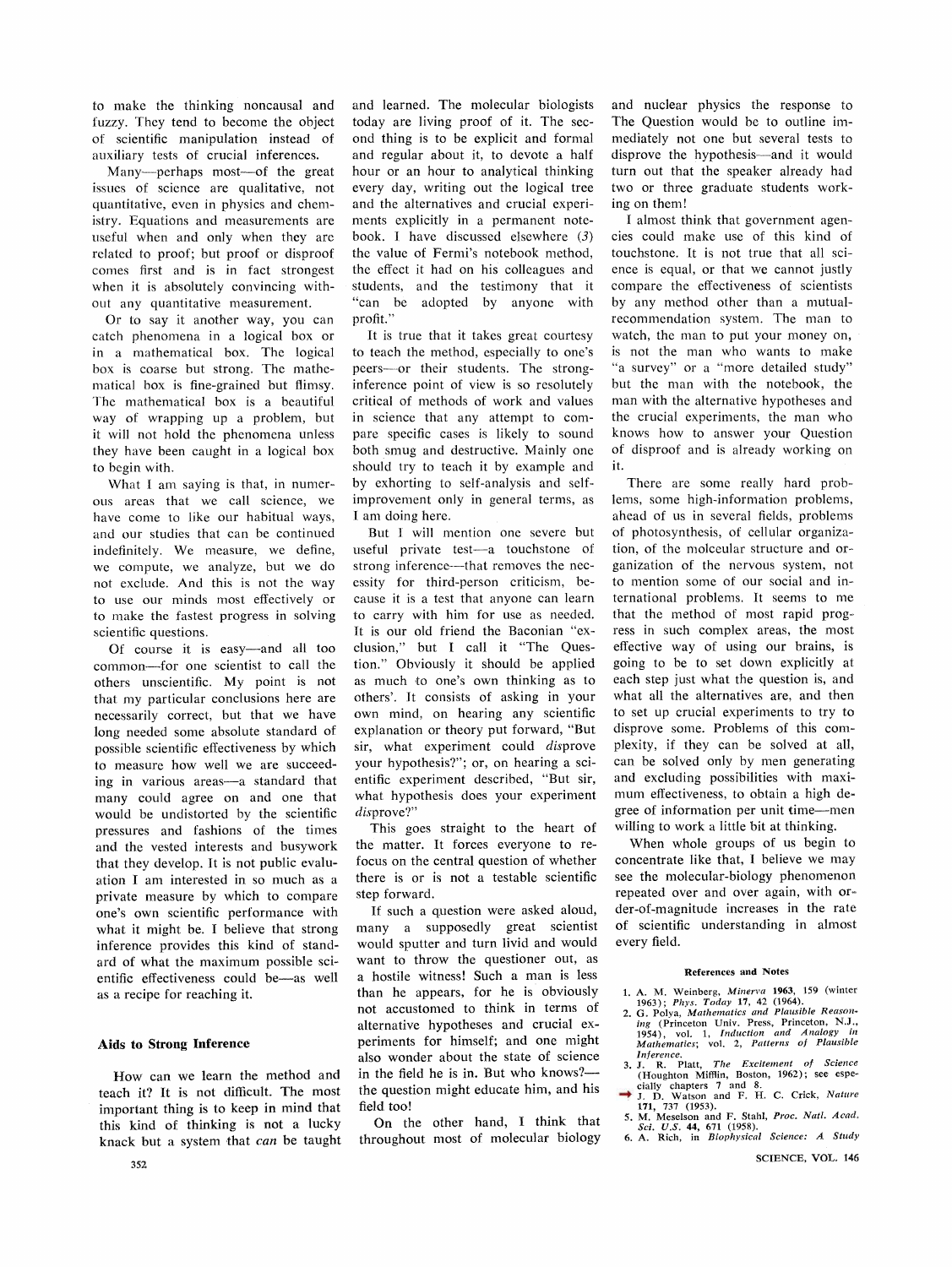to make the thinking noncausal and fuzzy. They tend to become the object of scientific manipulation instead of auxiliary tests of crucial inferences.

Many—perhaps most—of the great issues of science are qualitative, not quantitative, even in physics and chemistry. Equations and measurements are useful when and only when they are related to proof; but proof or disproof comes first and is in fact strongest when it is absolutely convincing without any quantitative measurement.

Or to say it another way, you can catch phenomena in a logical box or in a mathematical box. The logical box is coarse but strong. The mathematical box is fine-grained but flimsy. The mathematical box is a beautiful way of wrapping up a problem, but it will not hold the phenomena unless they have been caught in a logical box to begin with.

What I am saying is that, in numerous areas that we call science, we have come to like our habitual ways, and our studies that can be continued indefinitely. We measure, we define, we compute, we analyze, but we do not exclude. And this is not the way to use our minds most effectively or to make the fastest progress in solving scientific questions.

Of course it is easy—and all too common—for one scientist to call the others unscientific. My point is not that my particular conclusions here are necessarily correct, but that we have long needed some absolute standard of possible scientific effectiveness by which to measure how well we are succeeding in various areas—a standard that many could agree on and one that would be undistorted by the scientific pressures and fashions of the times and the vested interests and busywork that they develop. It is not public evaluation I am interested in so much as a private measure by which to compare one's own scientific performance with what it might be. I believe that strong inference provides this kind of standard of what the maximum possible scientific effectiveness could be—as well as a recipe for reaching it.

## Aids to Strong Inference

How can we learn the method and teach it? It is not difficult. The most important thing is to keep in mind that this kind of thinking is not a lucky knack but a system that *can* be taught and learned. The molecular biologists today are living proof of it. The second thing is to be explicit and formal and regular about it, to devote a half hour or an hour to analytical thinking every day, writing out the logical tree and the alternatives and crucial experiments explicitly in a permanent notebook. I have discussed elsewhere (*3*) the value of Fermi's notebook method, the effect it had on his colleagues and students, and the testimony that it "can be adopted by anyone with profit."

It is true that it takes great courtesy to teach the method, especially to one's peers—or their students. The strong-inference point of view is so resolutely critical of methods of work and values in science that any attempt to compare specific cases is likely to sound both smug and destructive. Mainly one should try to teach it by example and by exhorting to self-analysis and self-improvement only in general terms, as I am doing here.

But I will mention one severe but useful private test—a touchstone of strong inference—that removes the necessity for third-person criticism, because it is a test that anyone can learn to carry with him for use as needed. It is our old friend the Baconian "exclusion," but I call it "The Question." Obviously it should be applied as much to one's own thinking as to others'. It consists of asking in your own mind, on hearing any scientific explanation or theory put forward, "But sir, what experiment could *dis*prove your hypothesis?"; or, on hearing a scientific experiment described, "But sir, what hypothesis does your experiment *dis*prove?"

This goes straight to the heart of the matter. It forces everyone to refocus on the central question of whether there is or is not a testable scientific step forward.

If such a question were asked aloud, many a supposedly great scientist would sputter and turn livid and would want to throw the questioner out, as a hostile witness! Such a man is less than he appears, for he is obviously not accustomed to think in terms of alternative hypotheses and crucial experiments for himself; and one might also wonder about the state of science in the field he is in. But who knows?—the question might educate him, and his field too!

On the other hand, I think that throughout most of molecular biology and nuclear physics the response to The Question would be to outline immediately not one but several tests to disprove the hypothesis—and it would turn out that the speaker already had two or three graduate students working on them!

I almost think that government agencies could make use of this kind of touchstone. It is not true that all science is equal, or that we cannot justly compare the effectiveness of scientists by any method other than a mutual-recommendation system. The man to watch, the man to put your money on, is not the man who wants to make "a survey" or a "more detailed study" but the man with the notebook, the man with the alternative hypotheses and the crucial experiments, the man who knows how to answer your Question of disproof and is already working on it.

There are some really hard problems, some high-information problems, ahead of us in several fields, problems of photosynthesis, of cellular organization, of the molecular structure and organization of the nervous system, not to mention some of our social and international problems. It seems to me that the method of most rapid progress in such complex areas, the most effective way of using our brains, is going to be to set down explicitly at each step just what the question is, and what all the alternatives are, and then to set up crucial experiments to try to disprove some. Problems of this complexity, if they can be solved at all, can be solved only by men generating and excluding possibilities with maximum effectiveness, to obtain a high degree of information per unit time—men willing to work a little bit at thinking.

When whole groups of us begin to concentrate like that, I believe we may see the molecular-biology phenomenon repeated over and over again, with order-of-magnitude increases in the rate of scientific understanding in almost every field.

### References and Notes

1. A. M. Weinberg, *Minerva* **1963**, 159 (winter 1963); *Phys. Today* **17**, 42 (1964).
2. G. Polya, *Mathematics and Plausible Reasoning* (Princeton Univ. Press, Princeton, N.J., 1954), vol. 1, *Induction and Analogy in Mathematics*; vol. 2, *Patterns of Plausible Inference*.
3. J. R. Platt, *The Excitement of Science* (Houghton Mifflin, Boston, 1962); see especially chapters 7 and 8.
4. J. D. Watson and F. H. C. Crick, *Nature* **171**, 737 (1953).
5. M. Meselson and F. Stahl, *Proc. Natl. Acad. Sci. U.S.* **44**, 671 (1958).
6. A. Rich, in *Biophysical Science: A Study*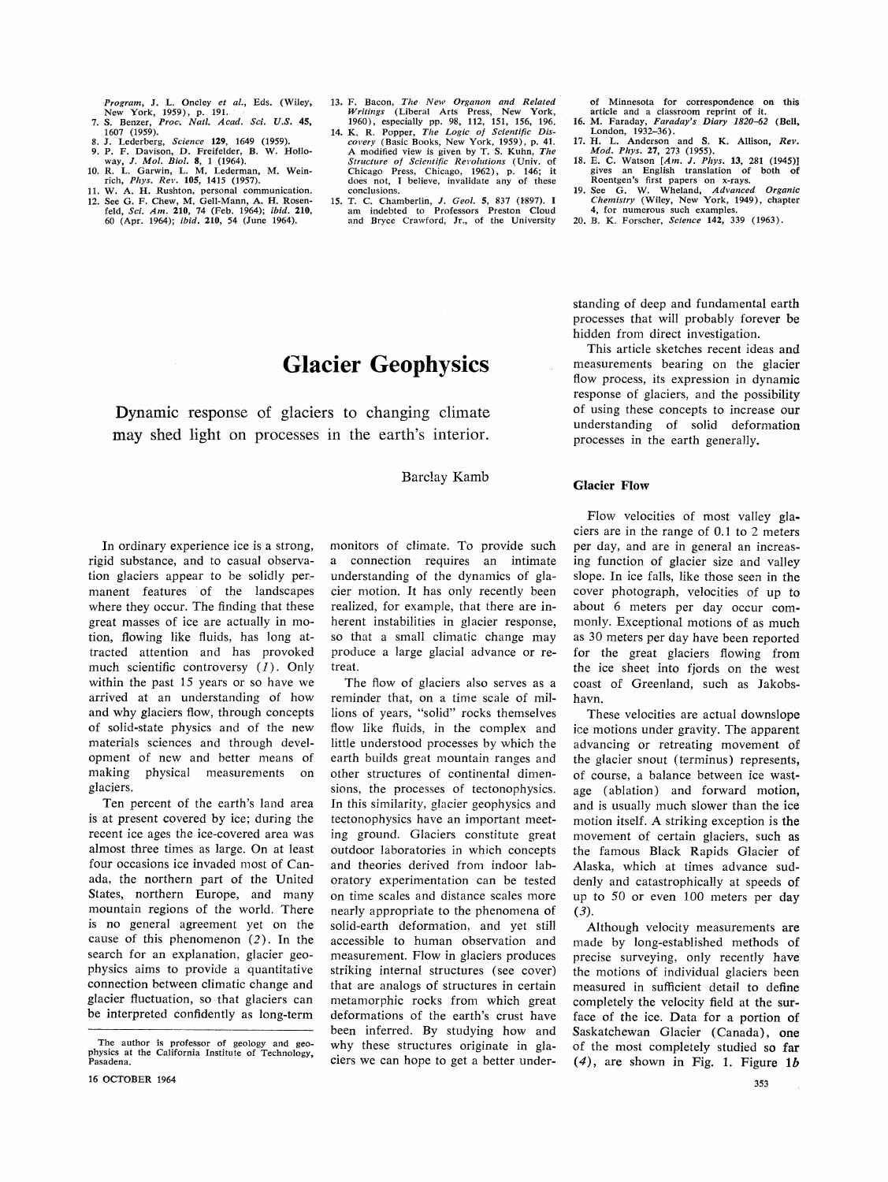*Program*, J. L. Oncley *et al.*, Eds. (Wiley, New York, 1959), p. 191.
7. S. Benzer, *Proc. Natl. Acad. Sci. U.S.* **45**, 1607 (1959).
8. J. Lederberg, *Science* **129**, 1649 (1959).
9. P. F. Davison, D. Freifelder, B. W. Holloway, *J. Mol. Biol.* **8**, 1 (1964).
10. R. L. Garwin, L. M. Lederman, M. Weinrich, *Phys. Rev.* **105**, 1415 (1957).
11. W. A. H. Rushton, personal communication.
12. See G. F. Chew, M. Gell-Mann, A. H. Rosenfeld, *Sci. Am.* **210**, 74 (Feb. 1964); *ibid.* **210**, 60 (Apr. 1964); *ibid.* **210**, 54 (June 1964).
13. F. Bacon, *The New Organon and Related Writings* (Liberal Arts Press, New York, 1960), especially pp. 98, 112, 151, 156, 196.
14. K. R. Popper, *The Logic of Scientific Discovery* (Basic Books, New York, 1959), p. 41. A modified view is given by T. S. Kuhn, *The Structure of Scientific Revolutions* (Univ. of Chicago Press, Chicago, 1962), p. 146; it does not, I believe, invalidate any of these conclusions.
15. T. C. Chamberlin, *J. Geol.* **5**, 837 (1897). I am indebted to Professors Preston Cloud and Bryce Crawford, Jr., of the University of Minnesota for correspondence on this article and a classroom reprint of it.
16. M. Faraday, *Faraday's Diary 1820–62* (Bell, London, 1932–36).
17. H. L. Anderson and S. K. Allison, *Rev. Mod. Phys.* **27**, 273 (1955).
18. E. C. Watson [*Am. J. Phys.* **13**, 281 (1945)] gives an English translation of both of Roentgen's first papers on x-rays.
19. See G. W. Wheland, *Advanced Organic Chemistry* (Wiley, New York, 1949), chapter 4, for numerous such examples.
20. B. K. Forscher, *Science* **142**, 339 (1963).

# Glacier Geophysics

**Dynamic response of glaciers to changing climate may shed light on processes in the earth's interior.**

Barclay Kamb

In ordinary experience ice is a strong, rigid substance, and to casual observation glaciers appear to be solidly permanent features of the landscapes where they occur. The finding that these great masses of ice are actually in motion, flowing like fluids, has long attracted attention and has provoked much scientific controversy (*1*). Only within the past 15 years or so have we arrived at an understanding of how and why glaciers flow, through concepts of solid-state physics and of the new materials sciences and through development of new and better means of making physical measurements on glaciers.

Ten percent of the earth's land area is at present covered by ice; during the recent ice ages the ice-covered area was almost three times as large. On at least four occasions ice invaded most of Canada, the northern part of the United States, northern Europe, and many mountain regions of the world. There is no general agreement yet on the cause of this phenomenon (*2*). In the search for an explanation, glacier geophysics aims to provide a quantitative connection between climatic change and glacier fluctuation, so that glaciers can be interpreted confidently as long-term monitors of climate. To provide such a connection requires an intimate understanding of the dynamics of glacier motion. It has only recently been realized, for example, that there are inherent instabilities in glacier response, so that a small climatic change may produce a large glacial advance or retreat.

The flow of glaciers also serves as a reminder that, on a time scale of millions of years, "solid" rocks themselves flow like fluids, in the complex and little understood processes by which the earth builds great mountain ranges and other structures of continental dimensions, the processes of tectonophysics. In this similarity, glacier geophysics and tectonophysics have an important meeting ground. Glaciers constitute great outdoor laboratories in which concepts and theories derived from indoor laboratory experimentation can be tested on time scales and distance scales more nearly appropriate to the phenomena of solid-earth deformation, and yet still accessible to human observation and measurement. Flow in glaciers produces striking internal structures (see cover) that are analogs of structures in certain metamorphic rocks from which great deformations of the earth's crust have been inferred. By studying how and why these structures originate in glaciers we can hope to get a better understanding of deep and fundamental earth processes that will probably forever be hidden from direct investigation.

This article sketches recent ideas and measurements bearing on the glacier flow process, its expression in dynamic response of glaciers, and the possibility of using these concepts to increase our understanding of solid deformation processes in the earth generally.

The author is professor of geology and geophysics at the California Institute of Technology, Pasadena.

## Glacier Flow

Flow velocities of most valley glaciers are in the range of 0.1 to 2 meters per day, and are in general an increasing function of glacier size and valley slope. In ice falls, like those seen in the cover photograph, velocities of up to about 6 meters per day occur commonly. Exceptional motions of as much as 30 meters per day have been reported for the great glaciers flowing from the ice sheet into fjords on the west coast of Greenland, such as Jakobshavn.

These velocities are actual downslope ice motions under gravity. The apparent advancing or retreating movement of the glacier snout (terminus) represents, of course, a balance between ice wastage (ablation) and forward motion, and is usually much slower than the ice motion itself. A striking exception is the movement of certain glaciers, such as the famous Black Rapids Glacier of Alaska, which at times advance suddenly and catastrophically at speeds of up to 50 or even 100 meters per day (*3*).

Although velocity measurements are made by long-established methods of precise surveying, only recently have the motions of individual glaciers been measured in sufficient detail to define completely the velocity field at the surface of the ice. Data for a portion of Saskatchewan Glacier (Canada), one of the most completely studied so far (*4*), are shown in Fig. 1. Figure 1*b*